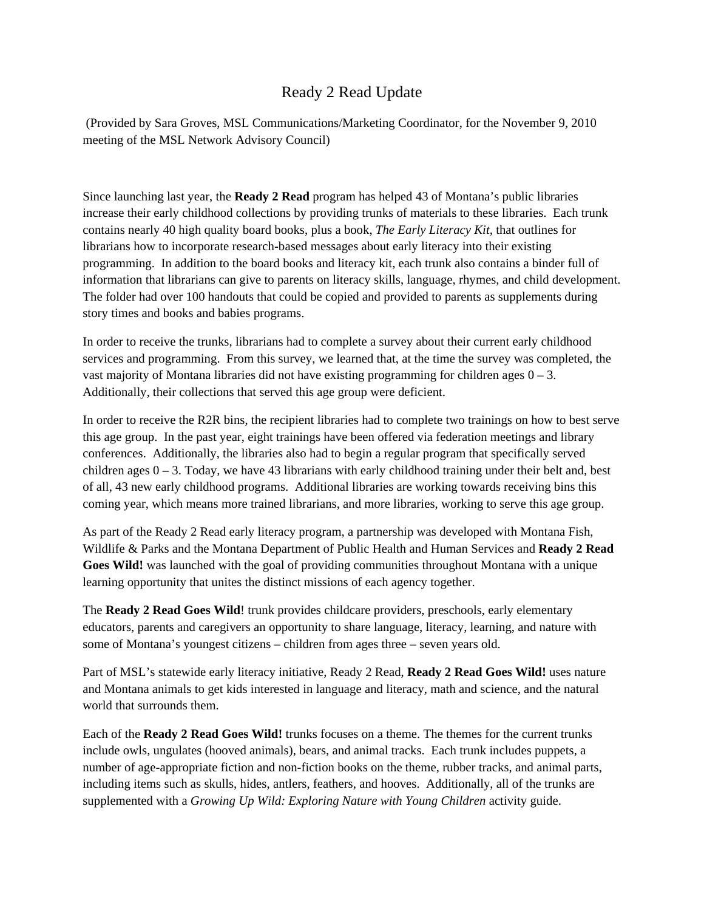# Ready 2 Read Update

(Provided by Sara Groves, MSL Communications/Marketing Coordinator, for the November 9, 2010 meeting of the MSL Network Advisory Council)

Since launching last year, the **Ready 2 Read** program has helped 43 of Montana's public libraries increase their early childhood collections by providing trunks of materials to these libraries. Each trunk contains nearly 40 high quality board books, plus a book, *The Early Literacy Kit*, that outlines for librarians how to incorporate research-based messages about early literacy into their existing programming. In addition to the board books and literacy kit, each trunk also contains a binder full of information that librarians can give to parents on literacy skills, language, rhymes, and child development. The folder had over 100 handouts that could be copied and provided to parents as supplements during story times and books and babies programs.

In order to receive the trunks, librarians had to complete a survey about their current early childhood services and programming. From this survey, we learned that, at the time the survey was completed, the vast majority of Montana libraries did not have existing programming for children ages 0 – 3. Additionally, their collections that served this age group were deficient.

In order to receive the R2R bins, the recipient libraries had to complete two trainings on how to best serve this age group. In the past year, eight trainings have been offered via federation meetings and library conferences. Additionally, the libraries also had to begin a regular program that specifically served children ages 0 – 3. Today, we have 43 librarians with early childhood training under their belt and, best of all, 43 new early childhood programs. Additional libraries are working towards receiving bins this coming year, which means more trained librarians, and more libraries, working to serve this age group.

As part of the Ready 2 Read early literacy program, a partnership was developed with Montana Fish, Wildlife & Parks and the Montana Department of Public Health and Human Services and **Ready 2 Read Goes Wild!** was launched with the goal of providing communities throughout Montana with a unique learning opportunity that unites the distinct missions of each agency together.

The **Ready 2 Read Goes Wild**! trunk provides childcare providers, preschools, early elementary educators, parents and caregivers an opportunity to share language, literacy, learning, and nature with some of Montana's youngest citizens – children from ages three – seven years old.

Part of MSL's statewide early literacy initiative, Ready 2 Read, **Ready 2 Read Goes Wild!** uses nature and Montana animals to get kids interested in language and literacy, math and science, and the natural world that surrounds them.

Each of the **Ready 2 Read Goes Wild!** trunks focuses on a theme. The themes for the current trunks include owls, ungulates (hooved animals), bears, and animal tracks. Each trunk includes puppets, a number of age-appropriate fiction and non-fiction books on the theme, rubber tracks, and animal parts, including items such as skulls, hides, antlers, feathers, and hooves. Additionally, all of the trunks are supplemented with a *Growing Up Wild: Exploring Nature with Young Children* activity guide.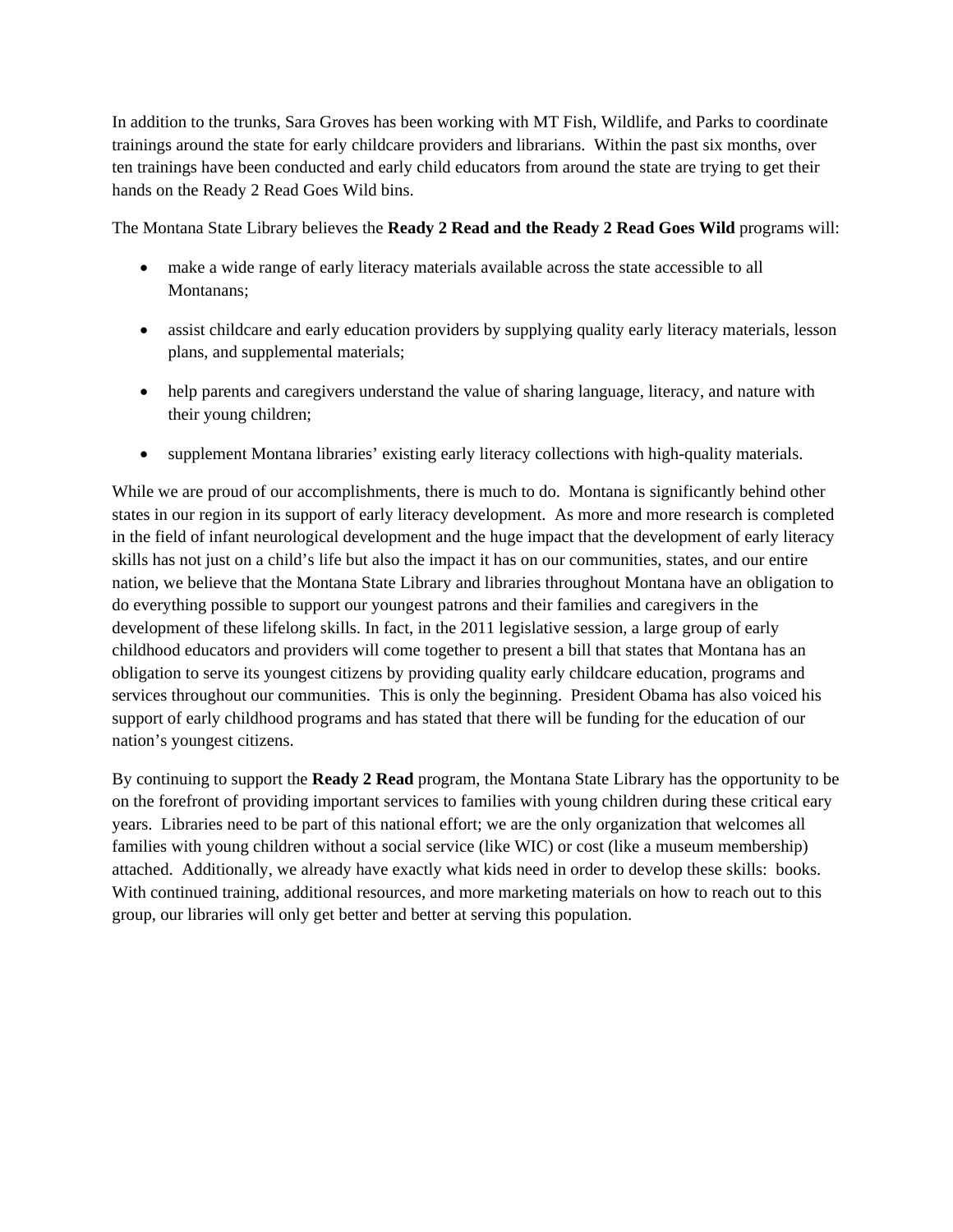In addition to the trunks, Sara Groves has been working with MT Fish, Wildlife, and Parks to coordinate trainings around the state for early childcare providers and librarians. Within the past six months, over ten trainings have been conducted and early child educators from around the state are trying to get their hands on the Ready 2 Read Goes Wild bins.

The Montana State Library believes the **Ready 2 Read and the Ready 2 Read Goes Wild** programs will:

- make a wide range of early literacy materials available across the state accessible to all Montanans;
- assist childcare and early education providers by supplying quality early literacy materials, lesson plans, and supplemental materials;
- help parents and caregivers understand the value of sharing language, literacy, and nature with their young children;
- supplement Montana libraries' existing early literacy collections with high-quality materials.

While we are proud of our accomplishments, there is much to do. Montana is significantly behind other states in our region in its support of early literacy development. As more and more research is completed in the field of infant neurological development and the huge impact that the development of early literacy skills has not just on a child's life but also the impact it has on our communities, states, and our entire nation, we believe that the Montana State Library and libraries throughout Montana have an obligation to do everything possible to support our youngest patrons and their families and caregivers in the development of these lifelong skills. In fact, in the 2011 legislative session, a large group of early childhood educators and providers will come together to present a bill that states that Montana has an obligation to serve its youngest citizens by providing quality early childcare education, programs and services throughout our communities. This is only the beginning. President Obama has also voiced his support of early childhood programs and has stated that there will be funding for the education of our nation's youngest citizens.

By continuing to support the **Ready 2 Read** program, the Montana State Library has the opportunity to be on the forefront of providing important services to families with young children during these critical eary years. Libraries need to be part of this national effort; we are the only organization that welcomes all families with young children without a social service (like WIC) or cost (like a museum membership) attached. Additionally, we already have exactly what kids need in order to develop these skills: books. With continued training, additional resources, and more marketing materials on how to reach out to this group, our libraries will only get better and better at serving this population.